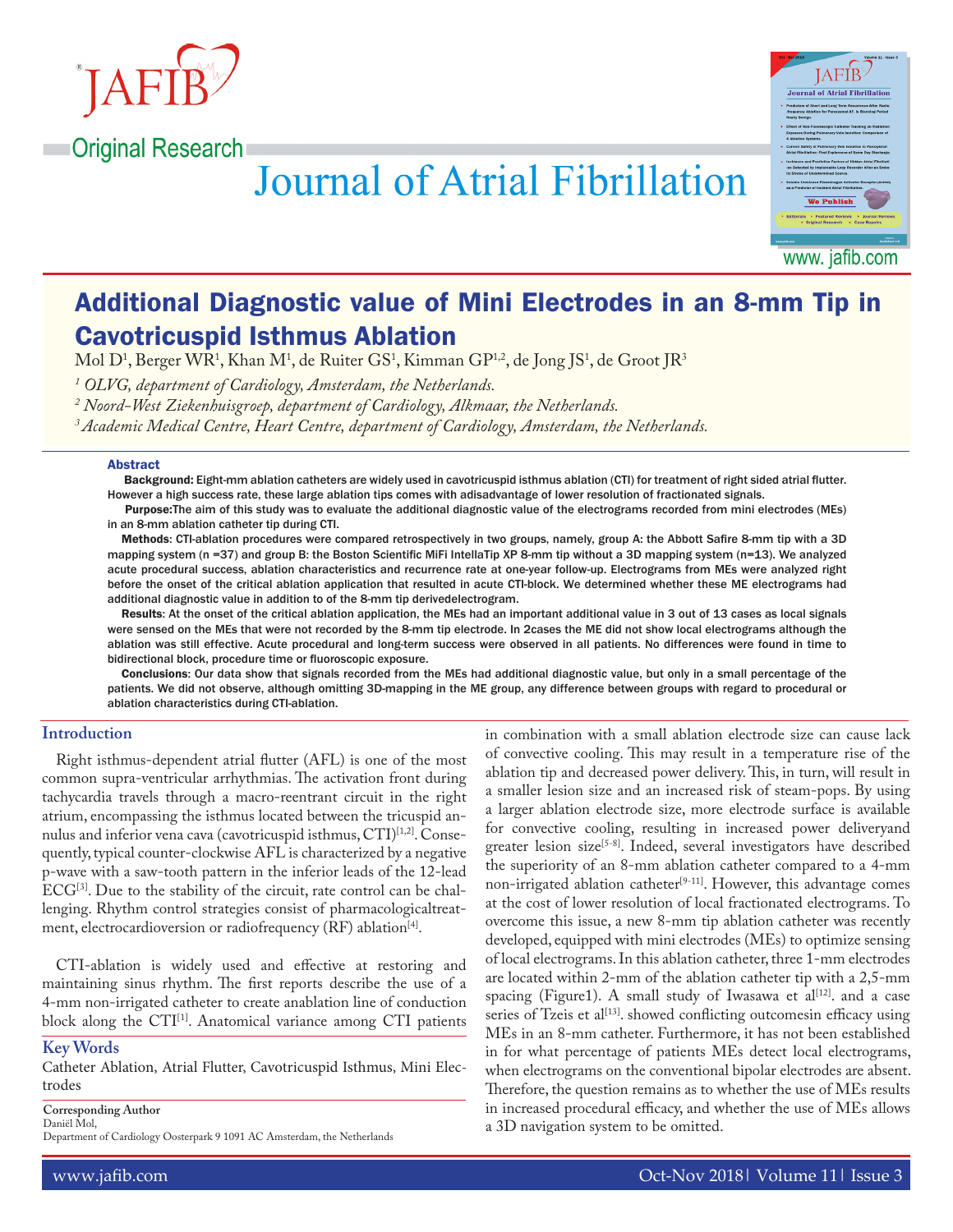Original Research

# Additional Diagnostic value of Mini Electrodes in an 8-mm Tip in Cavotricuspid Isthmus Ablation

Mol D[1], Berger WR[1], Khan M[1], de Ruiter GS[1], Kimman GP[1,2], de Jong JS[1], de Groot JR[3]

*[1] OLVG, department of Cardiology, Amsterdam, the Netherlands.*

*[2] Noord-West Ziekenhuisgroep, department of Cardiology, Alkmaar, the Netherlands.*

*[3] Academic Medical Centre, Heart Centre, department of Cardiology, Amsterdam, the Netherlands.*

## Abstract

**Background:** Eight-mm ablation catheters are widely used in cavotricuspid isthmus ablation (CTI) for treatment of right sided atrial flutter. However a high success rate, these large ablation tips comes with adisadvantage of lower resolution of fractionated signals.

**Purpose:**The aim of this study was to evaluate the additional diagnostic value of the electrograms recorded from mini electrodes (MEs) in an 8-mm ablation catheter tip during CTI.

**Methods**: CTI-ablation procedures were compared retrospectively in two groups, namely, group A: the Abbott Safire 8-mm tip with a 3D mapping system (n =37) and group B: the Boston Scientific MiFi IntellaTip XP 8-mm tip without a 3D mapping system (n=13). We analyzed acute procedural success, ablation characteristics and recurrence rate at one-year follow-up. Electrograms from MEs were analyzed right before the onset of the critical ablation application that resulted in acute CTI-block. We determined whether these ME electrograms had additional diagnostic value in addition to of the 8-mm tip derivedelectrogram.

**Results**: At the onset of the critical ablation application, the MEs had an important additional value in 3 out of 13 cases as local signals were sensed on the MEs that were not recorded by the 8-mm tip electrode. In 2cases the ME did not show local electrograms although the ablation was still effective. Acute procedural and long-term success were observed in all patients. No differences were found in time to bidirectional block, procedure time or fluoroscopic exposure.

**Conclusions**: Our data show that signals recorded from the MEs had additional diagnostic value, but only in a small percentage of the patients. We did not observe, although omitting 3D-mapping in the ME group, any difference between groups with regard to procedural or ablation characteristics during CTI-ablation.

## Introduction

Right isthmus-dependent atrial flutter (AFL) is one of the most common supra-ventricular arrhythmias. The activation front during tachycardia travels through a macro-reentrant circuit in the right atrium, encompassing the isthmus located between the tricuspid annulus and inferior vena cava (cavotricuspid isthmus, CTI)[1,2]. Consequently, typical counter-clockwise AFL is characterized by a negative p-wave with a saw-tooth pattern in the inferior leads of the 12-lead ECG[3]. Due to the stability of the circuit, rate control can be challenging. Rhythm control strategies consist of pharmacologicaltreatment, electrocardioversion or radiofrequency (RF) ablation[4].

CTI-ablation is widely used and effective at restoring and maintaining sinus rhythm. The first reports describe the use of a 4-mm non-irrigated catheter to create anablation line of conduction block along the CTI[1]. Anatomical variance among CTI patients in combination with a small ablation electrode size can cause lack of convective cooling. This may result in a temperature rise of the ablation tip and decreased power delivery. This, in turn, will result in a smaller lesion size and an increased risk of steam-pops. By using a larger ablation electrode size, more electrode surface is available for convective cooling, resulting in increased power deliveryand greater lesion size[5-8]. Indeed, several investigators have described the superiority of an 8-mm ablation catheter compared to a 4-mm non-irrigated ablation catheter[9-11]. However, this advantage comes at the cost of lower resolution of local fractionated electrograms. To overcome this issue, a new 8-mm tip ablation catheter was recently developed, equipped with mini electrodes (MEs) to optimize sensing of local electrograms. In this ablation catheter, three 1-mm electrodes are located within 2-mm of the ablation catheter tip with a 2,5-mm spacing (Figure1). A small study of Iwasawa et al[12]. and a case series of Tzeis et al[13]. showed conflicting outcomesin efficacy using MEs in an 8-mm catheter. Furthermore, it has not been established in for what percentage of patients MEs detect local electrograms, when electrograms on the conventional bipolar electrodes are absent. Therefore, the question remains as to whether the use of MEs results in increased procedural efficacy, and whether the use of MEs allows a 3D navigation system to be omitted.

## Key Words

Catheter Ablation, Atrial Flutter, Cavotricuspid Isthmus, Mini Electrodes

**Corresponding Author**
Daniël Mol,
Department of Cardiology Oosterpark 9 1091 AC Amsterdam, the Netherlands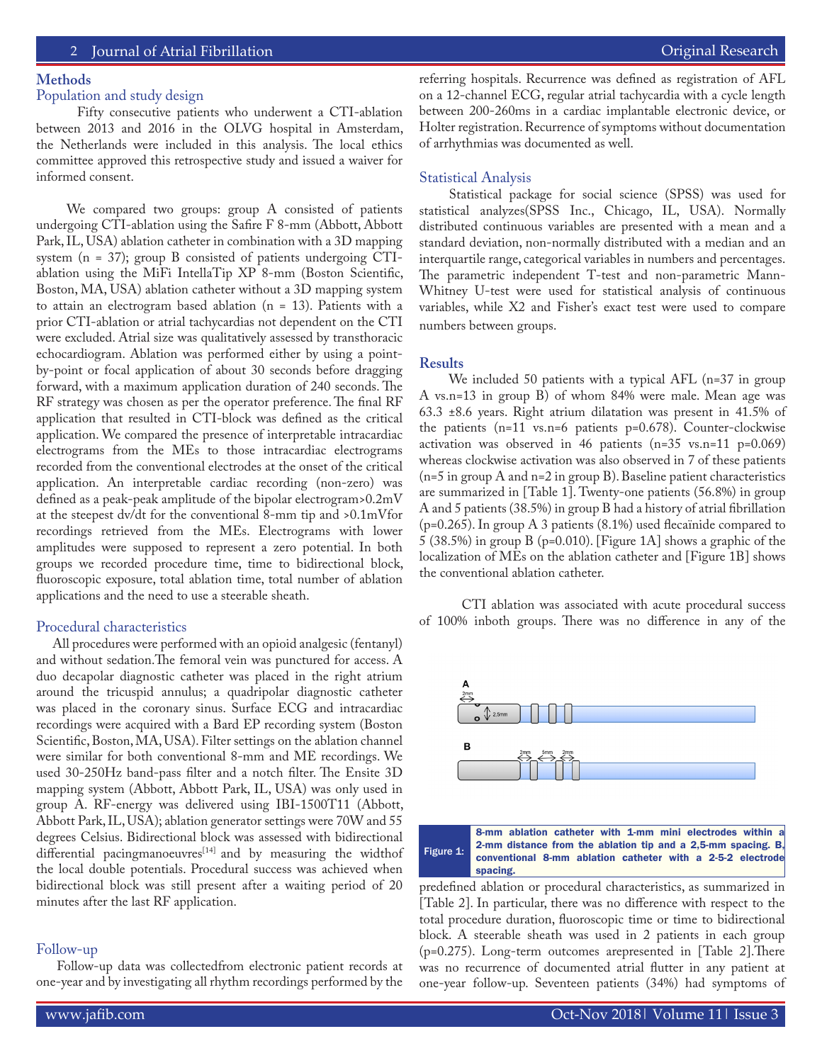## Methods

### Population and study design

Fifty consecutive patients who underwent a CTI-ablation between 2013 and 2016 in the OLVG hospital in Amsterdam, the Netherlands were included in this analysis. The local ethics committee approved this retrospective study and issued a waiver for informed consent.

We compared two groups: group A consisted of patients undergoing CTI-ablation using the Safire F 8-mm (Abbott, Abbott Park, IL, USA) ablation catheter in combination with a 3D mapping system (n = 37); group B consisted of patients undergoing CTI-ablation using the MiFi IntellaTip XP 8-mm (Boston Scientific, Boston, MA, USA) ablation catheter without a 3D mapping system to attain an electrogram based ablation (n = 13). Patients with a prior CTI-ablation or atrial tachycardias not dependent on the CTI were excluded. Atrial size was qualitatively assessed by transthoracic echocardiogram. Ablation was performed either by using a point-by-point or focal application of about 30 seconds before dragging forward, with a maximum application duration of 240 seconds. The RF strategy was chosen as per the operator preference. The final RF application that resulted in CTI-block was defined as the critical application. We compared the presence of interpretable intracardiac electrograms from the MEs to those intracardiac electrograms recorded from the conventional electrodes at the onset of the critical application. An interpretable cardiac recording (non-zero) was defined as a peak-peak amplitude of the bipolar electrogram>0.2mV at the steepest dv/dt for the conventional 8-mm tip and >0.1mVfor recordings retrieved from the MEs. Electrograms with lower amplitudes were supposed to represent a zero potential. In both groups we recorded procedure time, time to bidirectional block, fluoroscopic exposure, total ablation time, total number of ablation applications and the need to use a steerable sheath.

### Procedural characteristics

All procedures were performed with an opioid analgesic (fentanyl) and without sedation.The femoral vein was punctured for access. A duo decapolar diagnostic catheter was placed in the right atrium around the tricuspid annulus; a quadripolar diagnostic catheter was placed in the coronary sinus. Surface ECG and intracardiac recordings were acquired with a Bard EP recording system (Boston Scientific, Boston, MA, USA). Filter settings on the ablation channel were similar for both conventional 8-mm and ME recordings. We used 30-250Hz band-pass filter and a notch filter. The Ensite 3D mapping system (Abbott, Abbott Park, IL, USA) was only used in group A. RF-energy was delivered using IBI-1500T11 (Abbott, Abbott Park, IL, USA); ablation generator settings were 70W and 55 degrees Celsius. Bidirectional block was assessed with bidirectional differential pacingmanoeuvres[14] and by measuring the widthof the local double potentials. Procedural success was achieved when bidirectional block was still present after a waiting period of 20 minutes after the last RF application.

### Follow-up

Follow-up data was collectedfrom electronic patient records at one-year and by investigating all rhythm recordings performed by the referring hospitals. Recurrence was defined as registration of AFL on a 12-channel ECG, regular atrial tachycardia with a cycle length between 200-260ms in a cardiac implantable electronic device, or Holter registration. Recurrence of symptoms without documentation of arrhythmias was documented as well.

### Statistical Analysis

Statistical package for social science (SPSS) was used for statistical analyzes(SPSS Inc., Chicago, IL, USA). Normally distributed continuous variables are presented with a mean and a standard deviation, non-normally distributed with a median and an interquartile range, categorical variables in numbers and percentages. The parametric independent T-test and non-parametric Mann-Whitney U-test were used for statistical analysis of continuous variables, while X2 and Fisher's exact test were used to compare numbers between groups.

## Results

We included 50 patients with a typical AFL (n=37 in group A vs.n=13 in group B) of whom 84% were male. Mean age was 63.3 ±8.6 years. Right atrium dilatation was present in 41.5% of the patients (n=11 vs.n=6 patients p=0.678). Counter-clockwise activation was observed in 46 patients (n=35 vs.n=11 p=0.069) whereas clockwise activation was also observed in 7 of these patients (n=5 in group A and n=2 in group B). Baseline patient characteristics are summarized in [Table 1]. Twenty-one patients (56.8%) in group A and 5 patients (38.5%) in group B had a history of atrial fibrillation (p=0.265). In group A 3 patients (8.1%) used flecaïnide compared to 5 (38.5%) in group B (p=0.010). [Figure 1A] shows a graphic of the localization of MEs on the ablation catheter and [Figure 1B] shows the conventional ablation catheter.

CTI ablation was associated with acute procedural success of 100% inboth groups. There was no difference in any of the predefined ablation or procedural characteristics, as summarized in [Table 2]. In particular, there was no difference with respect to the total procedure duration, fluoroscopic time or time to bidirectional block. A steerable sheath was used in 2 patients in each group (p=0.275). Long-term outcomes arepresented in [Table 2].There was no recurrence of documented atrial flutter in any patient at one-year follow-up. Seventeen patients (34%) had symptoms of

Figure 1: 8-mm ablation catheter with 1-mm mini electrodes within a 2-mm distance from the ablation tip and a 2,5-mm spacing. B, conventional 8-mm ablation catheter with a 2-5-2 electrode spacing.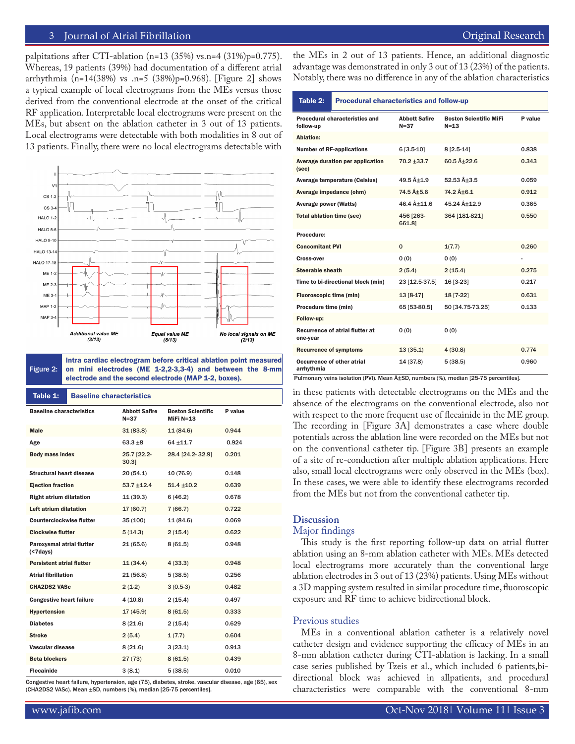palpitations after CTI-ablation (n=13 (35%) vs.n=4 (31%)p=0.775). Whereas, 19 patients (39%) had documentation of a different atrial arrhythmia (n=14(38%) vs .n=5 (38%)p=0.968). [Figure 2] shows a typical example of local electrograms from the MEs versus those derived from the conventional electrode at the onset of the critical RF application. Interpretable local electrograms were present on the MEs, but absent on the ablation catheter in 3 out of 13 patients. Local electrograms were detectable with both modalities in 8 out of 13 patients. Finally, there were no local electrograms detectable with the MEs in 2 out of 13 patients. Hence, an additional diagnostic advantage was demonstrated in only 3 out of 13 (23%) of the patients. Notably, there was no difference in any of the ablation characteristics in these patients with detectable electrograms on the MEs and the absence of the electrograms on the conventional electrode, also not with respect to the more frequent use of flecainide in the ME group. The recording in [Figure 3A] demonstrates a case where double potentials across the ablation line were recorded on the MEs but not on the conventional catheter tip. [Figure 3B] presents an example of a site of re-conduction after multiple ablation applications. Here also, small local electrograms were only observed in the MEs (box). In these cases, we were able to identify these electrograms recorded from the MEs but not from the conventional catheter tip.

Additional value ME (3/13) — Equal value ME (8/13) — No local signals on ME (2/13)

Figure 2: Intra cardiac electrogram before critical ablation point measured on mini electrodes (ME 1-2,2-3,3-4) and between the 8-mm electrode and the second electrode (MAP 1-2, boxes).

**Table 1: Baseline characteristics**

| Baseline characteristics | Abbott Safire N=37 | Boston Scientific MiFi N=13 | P value |
|---|---|---|---|
| Male | 31 (83.8) | 11 (84.6) | 0.944 |
| Age | 63.3 ±8 | 64 ±11.7 | 0.924 |
| Body mass index | 25.7 [22.2-30.3] | 28.4 [24.2- 32.9] | 0.201 |
| Structural heart disease | 20 (54.1) | 10 (76.9) | 0.148 |
| Ejection fraction | 53.7 ±12.4 | 51.4 ±10.2 | 0.639 |
| Right atrium dilatation | 11 (39.3) | 6 (46.2) | 0.678 |
| Left atrium dilatation | 17 (60.7) | 7 (66.7) | 0.722 |
| Counterclockwise flutter | 35 (100) | 11 (84.6) | 0.069 |
| Clockwise flutter | 5 (14.3) | 2 (15.4) | 0.622 |
| Paroxysmal atrial flutter (<7days) | 21 (65.6) | 8 (61.5) | 0.948 |
| Persistent atrial flutter | 11 (34.4) | 4 (33.3) | 0.948 |
| Atrial fibrillation | 21 (56.8) | 5 (38.5) | 0.256 |
| CHA2DS2 VASc | 2 (1-2) | 3 (0.5-3) | 0.482 |
| Congestive heart failure | 4 (10.8) | 2 (15.4) | 0.497 |
| Hypertension | 17 (45.9) | 8 (61.5) | 0.333 |
| Diabetes | 8 (21.6) | 2 (15.4) | 0.629 |
| Stroke | 2 (5.4) | 1 (7.7) | 0.604 |
| Vascular disease | 8 (21.6) | 3 (23.1) | 0.913 |
| Beta blockers | 27 (73) | 8 (61.5) | 0.439 |
| Flecainide | 3 (8.1) | 5 (38.5) | 0.010 |

Congestive heart failure, hypertension, age (75), diabetes, stroke, vascular disease, age (65), sex (CHA2DS2 VASc). Mean ±SD, numbers (%), median [25-75 percentiles].

**Table 2: Procedural characteristics and follow-up**

| Procedural characteristics and follow-up | Abbott Safire N=37 | Boston Scientific MiFi N=13 | P value |
|---|---|---|---|
| **Ablation:** | | | |
| Number of RF-applications | 6 [3.5-10] | 8 [2.5-14] | 0.838 |
| Average duration per application (sec) | 70.2 ±33.7 | 60.5 Â±22.6 | 0.343 |
| Average temperature (Celsius) | 49.5 Â±1.9 | 52.53 Â±3.5 | 0.059 |
| Average impedance (ohm) | 74.5 Â±5.6 | 74.2 Â±6.1 | 0.912 |
| Average power (Watts) | 46.4 Â±11.6 | 45.24 Â±12.9 | 0.365 |
| Total ablation time (sec) | 456 [263-661.8] | 364 [181-821] | 0.550 |
| **Procedure:** | | | |
| Concomitant PVI | 0 | 1(7.7) | 0.260 |
| Cross-over | 0 (0) | 0 (0) | - |
| Steerable sheath | 2 (5.4) | 2 (15.4) | 0.275 |
| Time to bi-directional block (min) | 23 [12.5-37.5] | 16 [3-23] | 0.217 |
| Fluoroscopic time (min) | 13 [8-17] | 18 [7-22] | 0.631 |
| Procedure time (min) | 65 [53-80.5] | 50 [34.75-73.25] | 0.133 |
| **Follow-up:** | | | |
| Recurrence of atrial flutter at one-year | 0 (0) | 0 (0) | |
| Recurrence of symptoms | 13 (35.1) | 4 (30.8) | 0.774 |
| Occurrence of other atrial arrhythmia | 14 (37.8) | 5 (38.5) | 0.960 |

Pulmonary veins isolation (PVI). Mean Â±SD, numbers (%), median [25-75 percentiles].

## Discussion

### Major findings

This study is the first reporting follow-up data on atrial flutter ablation using an 8-mm ablation catheter with MEs. MEs detected local electrograms more accurately than the conventional large ablation electrodes in 3 out of 13 (23%) patients. Using MEs without a 3D mapping system resulted in similar procedure time, fluoroscopic exposure and RF time to achieve bidirectional block.

### Previous studies

MEs in a conventional ablation catheter is a relatively novel catheter design and evidence supporting the efficacy of MEs in an 8-mm ablation catheter during CTI-ablation is lacking. In a small case series published by Tzeis et al., which included 6 patients,bi-directional block was achieved in allpatients, and procedural characteristics were comparable with the conventional 8-mm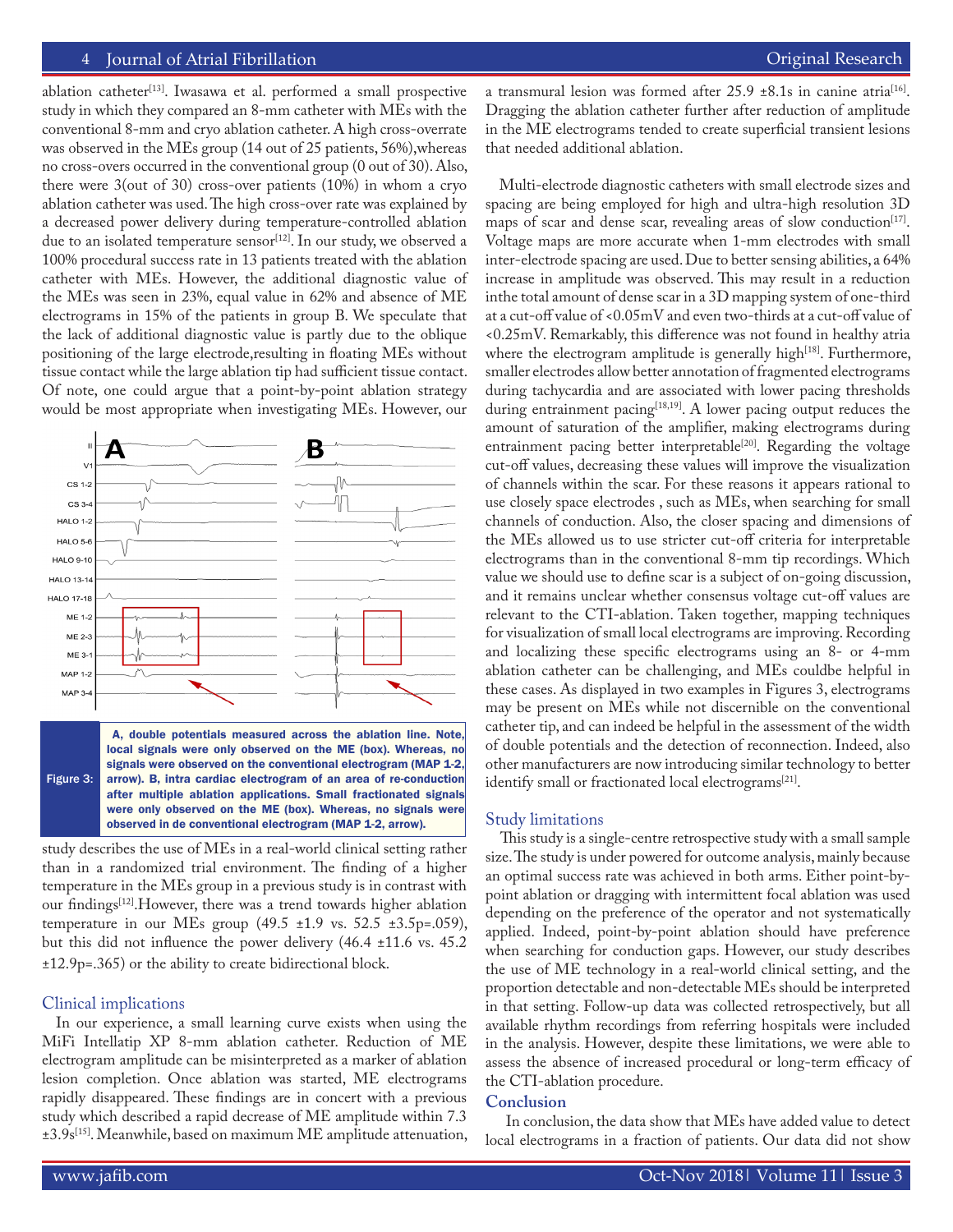ablation catheter[13]. Iwasawa et al. performed a small prospective study in which they compared an 8-mm catheter with MEs with the conventional 8-mm and cryo ablation catheter. A high cross-overrate was observed in the MEs group (14 out of 25 patients, 56%),whereas no cross-overs occurred in the conventional group (0 out of 30). Also, there were 3(out of 30) cross-over patients (10%) in whom a cryo ablation catheter was used. The high cross-over rate was explained by a decreased power delivery during temperature-controlled ablation due to an isolated temperature sensor[12]. In our study, we observed a 100% procedural success rate in 13 patients treated with the ablation catheter with MEs. However, the additional diagnostic value of the MEs was seen in 23%, equal value in 62% and absence of ME electrograms in 15% of the patients in group B. We speculate that the lack of additional diagnostic value is partly due to the oblique positioning of the large electrode,resulting in floating MEs without tissue contact while the large ablation tip had sufficient tissue contact. Of note, one could argue that a point-by-point ablation strategy would be most appropriate when investigating MEs. However, our study describes the use of MEs in a real-world clinical setting rather than in a randomized trial environment. The finding of a higher temperature in the MEs group in a previous study is in contrast with our findings[12].However, there was a trend towards higher ablation temperature in our MEs group (49.5 ±1.9 vs. 52.5 ±3.5p=.059), but this did not influence the power delivery (46.4 ±11.6 vs. 45.2 ±12.9p=.365) or the ability to create bidirectional block.

Figure 3: A, double potentials measured across the ablation line. Note, local signals were only observed on the ME (box). Whereas, no signals were observed on the conventional electrogram (MAP 1-2, arrow). B, intra cardiac electrogram of an area of re-conduction after multiple ablation applications. Small fractionated signals were only observed on the ME (box). Whereas, no signals were observed in de conventional electrogram (MAP 1-2, arrow).

## Clinical implications

In our experience, a small learning curve exists when using the MiFi Intellatip XP 8-mm ablation catheter. Reduction of ME electrogram amplitude can be misinterpreted as a marker of ablation lesion completion. Once ablation was started, ME electrograms rapidly disappeared. These findings are in concert with a previous study which described a rapid decrease of ME amplitude within 7.3 ±3.9s[15]. Meanwhile, based on maximum ME amplitude attenuation, a transmural lesion was formed after 25.9 ±8.1s in canine atria[16]. Dragging the ablation catheter further after reduction of amplitude in the ME electrograms tended to create superficial transient lesions that needed additional ablation.

Multi-electrode diagnostic catheters with small electrode sizes and spacing are being employed for high and ultra-high resolution 3D maps of scar and dense scar, revealing areas of slow conduction[17]. Voltage maps are more accurate when 1-mm electrodes with small inter-electrode spacing are used. Due to better sensing abilities, a 64% increase in amplitude was observed. This may result in a reduction inthe total amount of dense scar in a 3D mapping system of one-third at a cut-off value of <0.05mV and even two-thirds at a cut-off value of <0.25mV. Remarkably, this difference was not found in healthy atria where the electrogram amplitude is generally high[18]. Furthermore, smaller electrodes allow better annotation of fragmented electrograms during tachycardia and are associated with lower pacing thresholds during entrainment pacing[18,19]. A lower pacing output reduces the amount of saturation of the amplifier, making electrograms during entrainment pacing better interpretable[20]. Regarding the voltage cut-off values, decreasing these values will improve the visualization of channels within the scar. For these reasons it appears rational to use closely space electrodes , such as MEs, when searching for small channels of conduction. Also, the closer spacing and dimensions of the MEs allowed us to use stricter cut-off criteria for interpretable electrograms than in the conventional 8-mm tip recordings. Which value we should use to define scar is a subject of on-going discussion, and it remains unclear whether consensus voltage cut-off values are relevant to the CTI-ablation. Taken together, mapping techniques for visualization of small local electrograms are improving. Recording and localizing these specific electrograms using an 8- or 4-mm ablation catheter can be challenging, and MEs couldbe helpful in these cases. As displayed in two examples in Figures 3, electrograms may be present on MEs while not discernible on the conventional catheter tip, and can indeed be helpful in the assessment of the width of double potentials and the detection of reconnection. Indeed, also other manufacturers are now introducing similar technology to better identify small or fractionated local electrograms[21].

## Study limitations

This study is a single-centre retrospective study with a small sample size. The study is under powered for outcome analysis, mainly because an optimal success rate was achieved in both arms. Either point-by-point ablation or dragging with intermittent focal ablation was used depending on the preference of the operator and not systematically applied. Indeed, point-by-point ablation should have preference when searching for conduction gaps. However, our study describes the use of ME technology in a real-world clinical setting, and the proportion detectable and non-detectable MEs should be interpreted in that setting. Follow-up data was collected retrospectively, but all available rhythm recordings from referring hospitals were included in the analysis. However, despite these limitations, we were able to assess the absence of increased procedural or long-term efficacy of the CTI-ablation procedure.

## Conclusion

In conclusion, the data show that MEs have added value to detect local electrograms in a fraction of patients. Our data did not show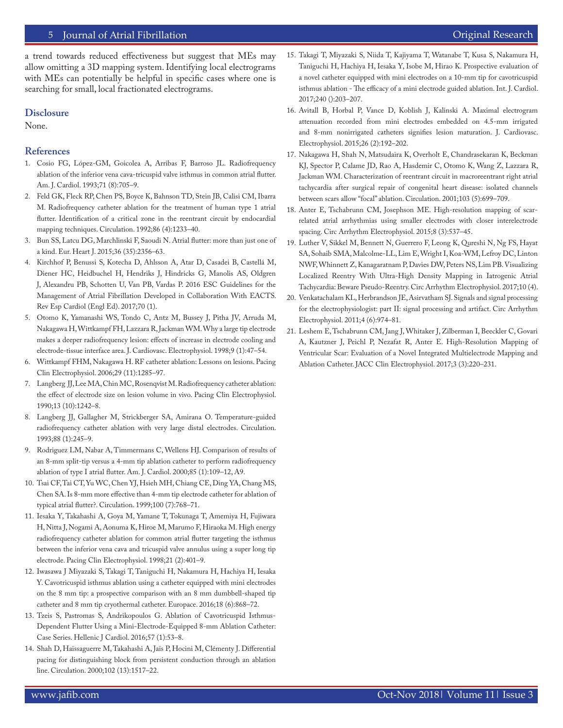a trend towards reduced effectiveness but suggest that MEs may allow omitting a 3D mapping system. Identifying local electrograms with MEs can potentially be helpful in specific cases where one is searching for small, local fractionated electrograms.

## Disclosure

None.

## References

1. Cosio FG, López-GM, Goicolea A, Arribas F, Barroso JL. Radiofrequency ablation of the inferior vena cava-tricuspid valve isthmus in common atrial flutter. Am. J. Cardiol. 1993;71 (8):705–9.
2. Feld GK, Fleck RP, Chen PS, Boyce K, Bahnson TD, Stein JB, Calisi CM, Ibarra M. Radiofrequency catheter ablation for the treatment of human type 1 atrial flutter. Identification of a critical zone in the reentrant circuit by endocardial mapping techniques. Circulation. 1992;86 (4):1233–40.
3. Bun SS, Latcu DG, Marchlinski F, Saoudi N. Atrial flutter: more than just one of a kind. Eur. Heart J. 2015;36 (35):2356–63.
4. Kirchhof P, Benussi S, Kotecha D, Ahlsson A, Atar D, Casadei B, Castellá M, Diener HC, Heidbuchel H, Hendriks J, Hindricks G, Manolis AS, Oldgren J, Alexandru PB, Schotten U, Van PB, Vardas P. 2016 ESC Guidelines for the Management of Atrial Fibrillation Developed in Collaboration With EACTS. Rev Esp Cardiol (Engl Ed). 2017;70 (1).
5. Otomo K, Yamanashi WS, Tondo C, Antz M, Bussey J, Pitha JV, Arruda M, Nakagawa H, Wittkampf FH, Lazzara R, Jackman WM. Why a large tip electrode makes a deeper radiofrequency lesion: effects of increase in electrode cooling and electrode-tissue interface area. J. Cardiovasc. Electrophysiol. 1998;9 (1):47–54.
6. Wittkampf FHM, Nakagawa H. RF catheter ablation: Lessons on lesions. Pacing Clin Electrophysiol. 2006;29 (11):1285–97.
7. Langberg JJ, Lee MA, Chin MC, Rosenqvist M. Radiofrequency catheter ablation: the effect of electrode size on lesion volume in vivo. Pacing Clin Electrophysiol. 1990;13 (10):1242–8.
8. Langberg JJ, Gallagher M, Strickberger SA, Amirana O. Temperature-guided radiofrequency catheter ablation with very large distal electrodes. Circulation. 1993;88 (1):245–9.
9. Rodriguez LM, Nabar A, Timmermans C, Wellens HJ. Comparison of results of an 8-mm split-tip versus a 4-mm tip ablation catheter to perform radiofrequency ablation of type I atrial flutter. Am. J. Cardiol. 2000;85 (1):109–12, A9.
10. Tsai CF, Tai CT, Yu WC, Chen YJ, Hsieh MH, Chiang CE, Ding YA, Chang MS, Chen SA. Is 8-mm more effective than 4-mm tip electrode catheter for ablation of typical atrial flutter?. Circulation. 1999;100 (7):768–71.
11. Iesaka Y, Takahashi A, Goya M, Yamane T, Tokunaga T, Amemiya H, Fujiwara H, Nitta J, Nogami A, Aonuma K, Hiroe M, Marumo F, Hiraoka M. High energy radiofrequency catheter ablation for common atrial flutter targeting the isthmus between the inferior vena cava and tricuspid valve annulus using a super long tip electrode. Pacing Clin Electrophysiol. 1998;21 (2):401–9.
12. Iwasawa J Miyazaki S, Takagi T, Taniguchi H, Nakamura H, Hachiya H, Iesaka Y. Cavotricuspid isthmus ablation using a catheter equipped with mini electrodes on the 8 mm tip: a prospective comparison with an 8 mm dumbbell-shaped tip catheter and 8 mm tip cryothermal catheter. Europace. 2016;18 (6):868–72.
13. Tzeis S, Pastromas S, Andrikopoulos G. Ablation of Cavotricuspid Isthmus-Dependent Flutter Using a Mini-Electrode-Equipped 8-mm Ablation Catheter: Case Series. Hellenic J Cardiol. 2016;57 (1):53–8.
14. Shah D, Haïssaguerre M, Takahashi A, Jaïs P, Hocini M, Clémenty J. Differential pacing for distinguishing block from persistent conduction through an ablation line. Circulation. 2000;102 (13):1517–22.
15. Takagi T, Miyazaki S, Niida T, Kajiyama T, Watanabe T, Kusa S, Nakamura H, Taniguchi H, Hachiya H, Iesaka Y, Isobe M, Hirao K. Prospective evaluation of a novel catheter equipped with mini electrodes on a 10-mm tip for cavotricuspid isthmus ablation - The efficacy of a mini electrode guided ablation. Int. J. Cardiol. 2017;240 ():203–207.
16. Avitall B, Horbal P, Vance D, Koblish J, Kalinski A. Maximal electrogram attenuation recorded from mini electrodes embedded on 4.5-mm irrigated and 8-mm nonirrigated catheters signifies lesion maturation. J. Cardiovasc. Electrophysiol. 2015;26 (2):192–202.
17. Nakagawa H, Shah N, Matsudaira K, Overholt E, Chandrasekaran K, Beckman KJ, Spector P, Calame JD, Rao A, Hasdemir C, Otomo K, Wang Z, Lazzara R, Jackman WM. Characterization of reentrant circuit in macroreentrant right atrial tachycardia after surgical repair of congenital heart disease: isolated channels between scars allow "focal" ablation. Circulation. 2001;103 (5):699–709.
18. Anter E, Tschabrunn CM, Josephson ME. High-resolution mapping of scar-related atrial arrhythmias using smaller electrodes with closer interelectrode spacing. Circ Arrhythm Electrophysiol. 2015;8 (3):537–45.
19. Luther V, Sikkel M, Bennett N, Guerrero F, Leong K, Qureshi N, Ng FS, Hayat SA, Sohaib SMA, Malcolme-LL, Lim E, Wright I, Koa-WM, Lefroy DC, Linton NWF, Whinnett Z, Kanagaratnam P, Davies DW, Peters NS, Lim PB. Visualizing Localized Reentry With Ultra-High Density Mapping in Iatrogenic Atrial Tachycardia: Beware Pseudo-Reentry. Circ Arrhythm Electrophysiol. 2017;10 (4).
20. Venkatachalam KL, Herbrandson JE, Asirvatham SJ. Signals and signal processing for the electrophysiologist: part II: signal processing and artifact. Circ Arrhythm Electrophysiol. 2011;4 (6):974–81.
21. Leshem E, Tschabrunn CM, Jang J, Whitaker J, Zilberman I, Beeckler C, Govari A, Kautzner J, Peichl P, Nezafat R, Anter E. High-Resolution Mapping of Ventricular Scar: Evaluation of a Novel Integrated Multielectrode Mapping and Ablation Catheter. JACC Clin Electrophysiol. 2017;3 (3):220–231.